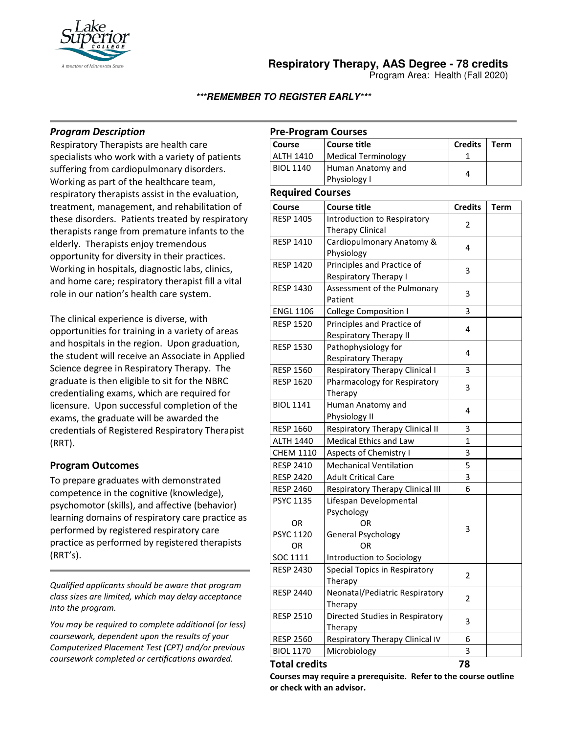# Respiratory Therapy, AAS Degree - 78 credits

Program Area: Health (Fall 2020)

***REMEMBER TO REGISTER EARLY***

## *Program Description*

Respiratory Therapists are health care specialists who work with a variety of patients suffering from cardiopulmonary disorders. Working as part of the healthcare team, respiratory therapists assist in the evaluation, treatment, management, and rehabilitation of these disorders. Patients treated by respiratory therapists range from premature infants to the elderly. Therapists enjoy tremendous opportunity for diversity in their practices. Working in hospitals, diagnostic labs, clinics, and home care; respiratory therapist fill a vital role in our nation's health care system.

The clinical experience is diverse, with opportunities for training in a variety of areas and hospitals in the region. Upon graduation, the student will receive an Associate in Applied Science degree in Respiratory Therapy. The graduate is then eligible to sit for the NBRC credentialing exams, which are required for licensure. Upon successful completion of the exams, the graduate will be awarded the credentials of Registered Respiratory Therapist (RRT).

## Program Outcomes

To prepare graduates with demonstrated competence in the cognitive (knowledge), psychomotor (skills), and affective (behavior) learning domains of respiratory care practice as performed by registered respiratory care practice as performed by registered therapists (RRT's).

*Qualified applicants should be aware that program class sizes are limited, which may delay acceptance into the program.*

*You may be required to complete additional (or less) coursework, dependent upon the results of your Computerized Placement Test (CPT) and/or previous coursework completed or certifications awarded.*

## Pre-Program Courses

| Course | Course title | Credits | Term |
|---|---|---|---|
| ALTH 1410 | Medical Terminology | 1 | |
| BIOL 1140 | Human Anatomy and Physiology I | 4 | |

## Required Courses

| Course | Course title | Credits | Term |
|---|---|---|---|
| RESP 1405 | Introduction to Respiratory Therapy Clinical | 2 | |
| RESP 1410 | Cardiopulmonary Anatomy & Physiology | 4 | |
| RESP 1420 | Principles and Practice of Respiratory Therapy I | 3 | |
| RESP 1430 | Assessment of the Pulmonary Patient | 3 | |
| ENGL 1106 | College Composition I | 3 | |
| RESP 1520 | Principles and Practice of Respiratory Therapy II | 4 | |
| RESP 1530 | Pathophysiology for Respiratory Therapy | 4 | |
| RESP 1560 | Respiratory Therapy Clinical I | 3 | |
| RESP 1620 | Pharmacology for Respiratory Therapy | 3 | |
| BIOL 1141 | Human Anatomy and Physiology II | 4 | |
| RESP 1660 | Respiratory Therapy Clinical II | 3 | |
| ALTH 1440 | Medical Ethics and Law | 1 | |
| CHEM 1110 | Aspects of Chemistry I | 3 | |
| RESP 2410 | Mechanical Ventilation | 5 | |
| RESP 2420 | Adult Critical Care | 3 | |
| RESP 2460 | Respiratory Therapy Clinical III | 6 | |
| PSYC 1135 OR PSYC 1120 OR SOC 1111 | Lifespan Developmental Psychology OR General Psychology OR Introduction to Sociology | 3 | |
| RESP 2430 | Special Topics in Respiratory Therapy | 2 | |
| RESP 2440 | Neonatal/Pediatric Respiratory Therapy | 2 | |
| RESP 2510 | Directed Studies in Respiratory Therapy | 3 | |
| RESP 2560 | Respiratory Therapy Clinical IV | 6 | |
| BIOL 1170 | Microbiology | 3 | |
| **Total credits** | | **78** | |

**Courses may require a prerequisite. Refer to the course outline or check with an advisor.**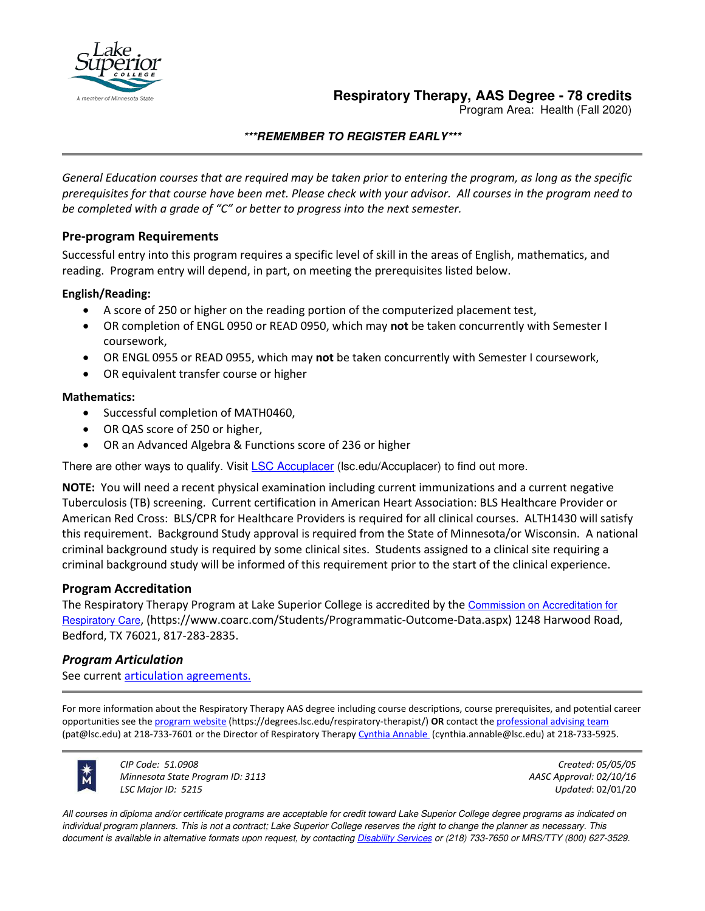# Respiratory Therapy, AAS Degree - 78 credits

Program Area: Health (Fall 2020)

***\*\*\*REMEMBER TO REGISTER EARLY\*\*\****

*General Education courses that are required may be taken prior to entering the program, as long as the specific prerequisites for that course have been met. Please check with your advisor. All courses in the program need to be completed with a grade of "C" or better to progress into the next semester.*

## Pre-program Requirements

Successful entry into this program requires a specific level of skill in the areas of English, mathematics, and reading. Program entry will depend, in part, on meeting the prerequisites listed below.

**English/Reading:**

- A score of 250 or higher on the reading portion of the computerized placement test,
- OR completion of ENGL 0950 or READ 0950, which may **not** be taken concurrently with Semester I coursework,
- OR ENGL 0955 or READ 0955, which may **not** be taken concurrently with Semester I coursework,
- OR equivalent transfer course or higher

**Mathematics:**

- Successful completion of MATH0460,
- OR QAS score of 250 or higher,
- OR an Advanced Algebra & Functions score of 236 or higher

There are other ways to qualify. Visit LSC Accuplacer (lsc.edu/Accuplacer) to find out more.

**NOTE:** You will need a recent physical examination including current immunizations and a current negative Tuberculosis (TB) screening. Current certification in American Heart Association: BLS Healthcare Provider or American Red Cross: BLS/CPR for Healthcare Providers is required for all clinical courses. ALTH1430 will satisfy this requirement. Background Study approval is required from the State of Minnesota/or Wisconsin. A national criminal background study is required by some clinical sites. Students assigned to a clinical site requiring a criminal background study will be informed of this requirement prior to the start of the clinical experience.

## Program Accreditation

The Respiratory Therapy Program at Lake Superior College is accredited by the Commission on Accreditation for Respiratory Care, (https://www.coarc.com/Students/Programmatic-Outcome-Data.aspx) 1248 Harwood Road, Bedford, TX 76021, 817-283-2835.

## *Program Articulation*

See current articulation agreements.

For more information about the Respiratory Therapy AAS degree including course descriptions, course prerequisites, and potential career opportunities see the program website (https://degrees.lsc.edu/respiratory-therapist/) **OR** contact the professional advising team (pat@lsc.edu) at 218-733-7601 or the Director of Respiratory Therapy Cynthia Annable (cynthia.annable@lsc.edu) at 218-733-5925.

*CIP Code: 51.0908*
*Minnesota State Program ID: 3113*
*LSC Major ID: 5215*

*Created: 05/05/05*
*AASC Approval: 02/10/16*
*Updated: 02/01/20*

*All courses in diploma and/or certificate programs are acceptable for credit toward Lake Superior College degree programs as indicated on individual program planners. This is not a contract; Lake Superior College reserves the right to change the planner as necessary. This document is available in alternative formats upon request, by contacting Disability Services or (218) 733-7650 or MRS/TTY (800) 627-3529.*